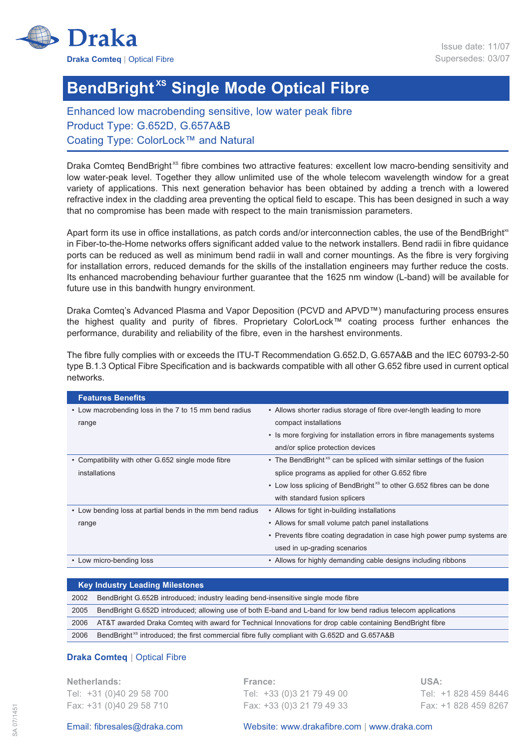Draka

**Draka Comteq** | Optical Fibre

Issue date: 11/07
Supersedes: 03/07

# BendBright$^{XS}$ Single Mode Optical Fibre

## Enhanced low macrobending sensitive, low water peak fibre
## Product Type: G.652D, G.657A&B
## Coating Type: ColorLock™ and Natural

Draka Comteq BendBright$^{xs}$ fibre combines two attractive features: excellent low macro-bending sensitivity and low water-peak level. Together they allow unlimited use of the whole telecom wavelength window for a great variety of applications. This next generation behavior has been obtained by adding a trench with a lowered refractive index in the cladding area preventing the optical field to escape. This has been designed in such a way that no compromise has been made with respect to the main tranismission parameters.

Apart form its use in office installations, as patch cords and/or interconnection cables, the use of the BendBright$^{xs}$ in Fiber-to-the-Home networks offers significant added value to the network installers. Bend radii in fibre quidance ports can be reduced as well as minimum bend radii in wall and corner mountings. As the fibre is very forgiving for installation errors, reduced demands for the skills of the installation engineers may further reduce the costs. Its enhanced macrobending behaviour further guarantee that the 1625 nm window (L-band) will be available for future use in this bandwith hungry environment.

Draka Comteq's Advanced Plasma and Vapor Deposition (PCVD and APVD™) manufacturing process ensures the highest quality and purity of fibres. Proprietary ColorLock™ coating process further enhances the performance, durability and reliability of the fibre, even in the harshest environments.

The fibre fully complies with or exceeds the ITU-T Recommendation G.652.D, G.657A&B and the IEC 60793-2-50 type B.1.3 Optical Fibre Specification and is backwards compatible with all other G.652 fibre used in current optical networks.

| Features | Benefits |
|---|---|
| • Low macrobending loss in the 7 to 15 mm bend radius range | • Allows shorter radius storage of fibre over-length leading to more compact installations<br>• Is more forgiving for installation errors in fibre managements systems and/or splice protection devices |
| • Compatibility with other G.652 single mode fibre installations | • The BendBright$^{xs}$ can be spliced with similar settings of the fusion splice programs as applied for other G.652 fibre<br>• Low loss splicing of BendBright$^{xs}$ to other G.652 fibres can be done with standard fusion splicers |
| • Low bending loss at partial bends in the mm bend radius range | • Allows for tight in-building installations<br>• Allows for small volume patch panel installations<br>• Prevents fibre coating degradation in case high power pump systems are used in up-grading scenarios |
| • Low micro-bending loss | • Allows for highly demanding cable designs including ribbons |

| Key Industry Leading Milestones | |
|---|---|
| 2002 | BendBright G.652B introduced; industry leading bend-insensitive single mode fibre |
| 2005 | BendBright G.652D introduced; allowing use of both E-band and L-band for low bend radius telecom applications |
| 2006 | AT&T awarded Draka Comteq with award for Technical Innovations for drop cable containing BendBright fibre |
| 2006 | BendBright$^{xs}$ introduced; the first commercial fibre fully compliant with G.652D and G.657A&B |

**Draka Comteq** | Optical Fibre

**Netherlands:**
Tel: +31 (0)40 29 58 700
Fax: +31 (0)40 29 58 710

**France:**
Tel: +33 (0)3 21 79 49 00
Fax: +33 (0)3 21 79 49 33

**USA:**
Tel: +1 828 459 8446
Fax: +1 828 459 8267

Email: fibresales@draka.com

Website: www.drakafibre.com | www.draka.com

SA 07/1451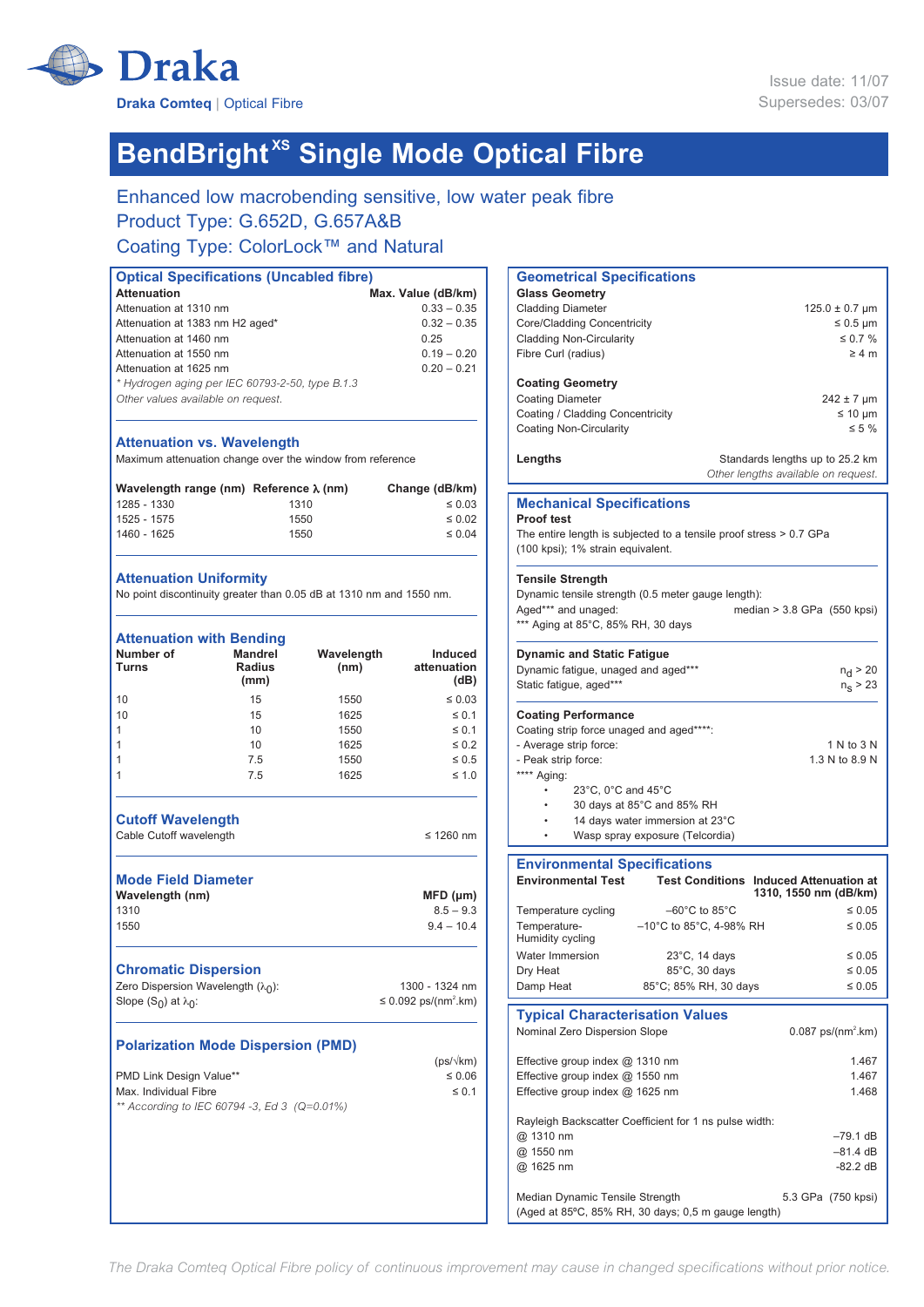Draka

**Draka Comteq** | Optical Fibre

Issue date: 11/07
Supersedes: 03/07

# BendBright$^{XS}$ Single Mode Optical Fibre

## Enhanced low macrobending sensitive, low water peak fibre
## Product Type: G.652D, G.657A&B
## Coating Type: ColorLock™ and Natural

### Optical Specifications (Uncabled fibre)

| Attenuation | Max. Value (dB/km) |
|---|---|
| Attenuation at 1310 nm | 0.33 – 0.35 |
| Attenuation at 1383 nm H2 aged* | 0.32 – 0.35 |
| Attenuation at 1460 nm | 0.25 |
| Attenuation at 1550 nm | 0.19 – 0.20 |
| Attenuation at 1625 nm | 0.20 – 0.21 |

*\* Hydrogen aging per IEC 60793-2-50, type B.1.3*

*Other values available on request.*

### Attenuation vs. Wavelength

Maximum attenuation change over the window from reference

| Wavelength range (nm) | Reference λ (nm) | Change (dB/km) |
|---|---|---|
| 1285 - 1330 | 1310 | ≤ 0.03 |
| 1525 - 1575 | 1550 | ≤ 0.02 |
| 1460 - 1625 | 1550 | ≤ 0.04 |

### Attenuation Uniformity

No point discontinuity greater than 0.05 dB at 1310 nm and 1550 nm.

### Attenuation with Bending

| Number of Turns | Mandrel Radius (mm) | Wavelength (nm) | Induced attenuation (dB) |
|---|---|---|---|
| 10 | 15 | 1550 | ≤ 0.03 |
| 10 | 15 | 1625 | ≤ 0.1 |
| 1 | 10 | 1550 | ≤ 0.1 |
| 1 | 10 | 1625 | ≤ 0.2 |
| 1 | 7.5 | 1550 | ≤ 0.5 |
| 1 | 7.5 | 1625 | ≤ 1.0 |

### Cutoff Wavelength

Cable Cutoff wavelength ≤ 1260 nm

### Mode Field Diameter

| Wavelength (nm) | MFD (µm) |
|---|---|
| 1310 | 8.5 – 9.3 |
| 1550 | 9.4 – 10.4 |

### Chromatic Dispersion

| | |
|---|---|
| Zero Dispersion Wavelength ($\lambda_0$): | 1300 - 1324 nm |
| Slope ($S_0$) at $\lambda_0$: | ≤ 0.092 ps/(nm$^2$.km) |

### Polarization Mode Dispersion (PMD)

| | (ps/√km) |
|---|---|
| PMD Link Design Value** | ≤ 0.06 |
| Max. Individual Fibre | ≤ 0.1 |

*\*\* According to IEC 60794 -3, Ed 3 (Q=0.01%)*

### Geometrical Specifications

**Glass Geometry**

| | |
|---|---|
| Cladding Diameter | 125.0 ± 0.7 µm |
| Core/Cladding Concentricity | ≤ 0.5 µm |
| Cladding Non-Circularity | ≤ 0.7 % |
| Fibre Curl (radius) | ≥ 4 m |

**Coating Geometry**

| | |
|---|---|
| Coating Diameter | 242 ± 7 µm |
| Coating / Cladding Concentricity | ≤ 10 µm |
| Coating Non-Circularity | ≤ 5 % |

**Lengths** Standards lengths up to 25.2 km

*Other lengths available on request.*

### Mechanical Specifications

**Proof test**

The entire length is subjected to a tensile proof stress > 0.7 GPa (100 kpsi); 1% strain equivalent.

**Tensile Strength**

Dynamic tensile strength (0.5 meter gauge length):

Aged*** and unaged: median > 3.8 GPa (550 kpsi)

\*\*\* Aging at 85°C, 85% RH, 30 days

**Dynamic and Static Fatigue**

| | |
|---|---|
| Dynamic fatigue, unaged and aged*** | $n_d > 20$ |
| Static fatigue, aged*** | $n_s > 23$ |

**Coating Performance**

Coating strip force unaged and aged****:

- Average strip force: 1 N to 3 N
- Peak strip force: 1.3 N to 8.9 N

\*\*\*\* Aging:

- 23°C, 0°C and 45°C
- 30 days at 85°C and 85% RH
- 14 days water immersion at 23°C
- Wasp spray exposure (Telcordia)

### Environmental Specifications

| Environmental Test | Test Conditions | Induced Attenuation at 1310, 1550 nm (dB/km) |
|---|---|---|
| Temperature cycling | –60°C to 85°C | ≤ 0.05 |
| Temperature-Humidity cycling | –10°C to 85°C, 4-98% RH | ≤ 0.05 |
| Water Immersion | 23°C, 14 days | ≤ 0.05 |
| Dry Heat | 85°C, 30 days | ≤ 0.05 |
| Damp Heat | 85°C; 85% RH, 30 days | ≤ 0.05 |

### Typical Characterisation Values

| | |
|---|---|
| Nominal Zero Dispersion Slope | 0.087 ps/(nm$^2$.km) |
| Effective group index @ 1310 nm | 1.467 |
| Effective group index @ 1550 nm | 1.467 |
| Effective group index @ 1625 nm | 1.468 |

Rayleigh Backscatter Coefficient for 1 ns pulse width:

| | |
|---|---|
| @ 1310 nm | –79.1 dB |
| @ 1550 nm | –81.4 dB |
| @ 1625 nm | -82.2 dB |

Median Dynamic Tensile Strength 5.3 GPa (750 kpsi)
(Aged at 85ºC, 85% RH, 30 days; 0,5 m gauge length)

*The Draka Comteq Optical Fibre policy of continuous improvement may cause in changed specifications without prior notice.*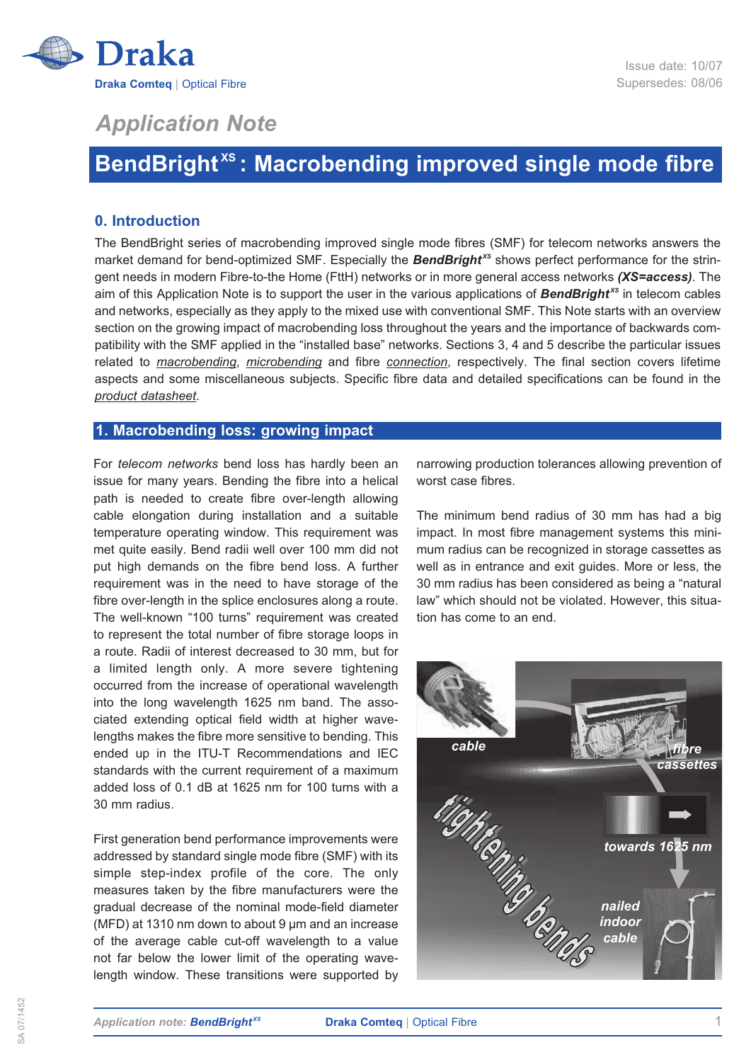Issue date: 10/07
Supersedes: 08/06

*Application Note*

# BendBright$^{XS}$: Macrobending improved single mode fibre

## 0. Introduction

The BendBright series of macrobending improved single mode fibres (SMF) for telecom networks answers the market demand for bend-optimized SMF. Especially the ***BendBright$^{XS}$*** shows perfect performance for the stringent needs in modern Fibre-to-the Home (FttH) networks or in more general access networks ***(XS=access)***. The aim of this Application Note is to support the user in the various applications of ***BendBright$^{XS}$*** in telecom cables and networks, especially as they apply to the mixed use with conventional SMF. This Note starts with an overview section on the growing impact of macrobending loss throughout the years and the importance of backwards compatibility with the SMF applied in the "installed base" networks. Sections 3, 4 and 5 describe the particular issues related to *macrobending*, *microbending* and fibre *connection*, respectively. The final section covers lifetime aspects and some miscellaneous subjects. Specific fibre data and detailed specifications can be found in the *product datasheet*.

## 1. Macrobending loss: growing impact

For *telecom networks* bend loss has hardly been an issue for many years. Bending the fibre into a helical path is needed to create fibre over-length allowing cable elongation during installation and a suitable temperature operating window. This requirement was met quite easily. Bend radii well over 100 mm did not put high demands on the fibre bend loss. A further requirement was in the need to have storage of the fibre over-length in the splice enclosures along a route. The well-known "100 turns" requirement was created to represent the total number of fibre storage loops in a route. Radii of interest decreased to 30 mm, but for a limited length only. A more severe tightening occurred from the increase of operational wavelength into the long wavelength 1625 nm band. The associated extending optical field width at higher wavelengths makes the fibre more sensitive to bending. This ended up in the ITU-T Recommendations and IEC standards with the current requirement of a maximum added loss of 0.1 dB at 1625 nm for 100 turns with a 30 mm radius.

First generation bend performance improvements were addressed by standard single mode fibre (SMF) with its simple step-index profile of the core. The only measures taken by the fibre manufacturers were the gradual decrease of the nominal mode-field diameter (MFD) at 1310 nm down to about 9 µm and an increase of the average cable cut-off wavelength to a value not far below the lower limit of the operating wavelength window. These transitions were supported by narrowing production tolerances allowing prevention of worst case fibres.

The minimum bend radius of 30 mm has had a big impact. In most fibre management systems this minimum radius can be recognized in storage cassettes as well as in entrance and exit guides. More or less, the 30 mm radius has been considered as being a "natural law" which should not be violated. However, this situation has come to an end.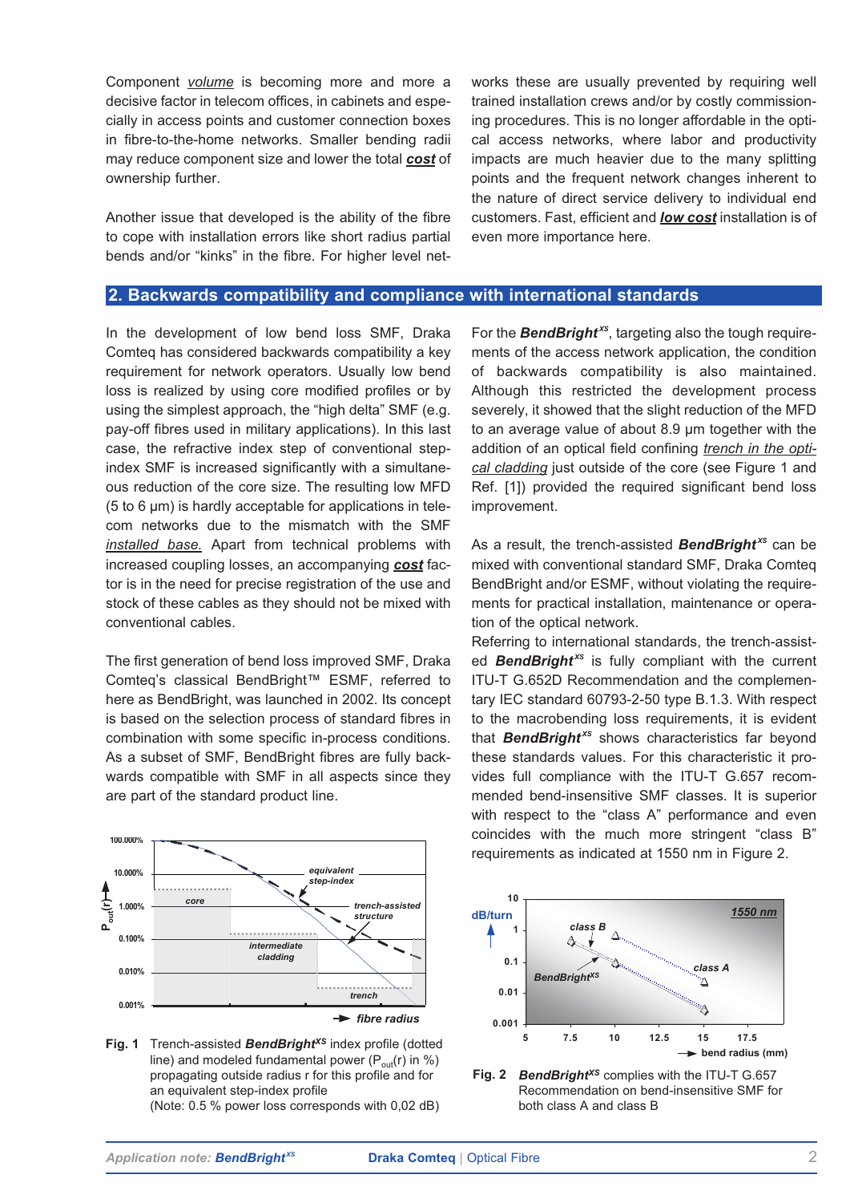Component *volume* is becoming more and more a decisive factor in telecom offices, in cabinets and especially in access points and customer connection boxes in fibre-to-the-home networks. Smaller bending radii may reduce component size and lower the total ***cost*** of ownership further.

Another issue that developed is the ability of the fibre to cope with installation errors like short radius partial bends and/or "kinks" in the fibre. For higher level networks these are usually prevented by requiring well trained installation crews and/or by costly commissioning procedures. This is no longer affordable in the optical access networks, where labor and productivity impacts are much heavier due to the many splitting points and the frequent network changes inherent to the nature of direct service delivery to individual end customers. Fast, efficient and ***low cost*** installation is of even more importance here.

## 2. Backwards compatibility and compliance with international standards

In the development of low bend loss SMF, Draka Comteq has considered backwards compatibility a key requirement for network operators. Usually low bend loss is realized by using core modified profiles or by using the simplest approach, the "high delta" SMF (e.g. pay-off fibres used in military applications). In this last case, the refractive index step of conventional step-index SMF is increased significantly with a simultaneous reduction of the core size. The resulting low MFD (5 to 6 µm) is hardly acceptable for applications in telecom networks due to the mismatch with the SMF *installed base.* Apart from technical problems with increased coupling losses, an accompanying ***cost*** factor is in the need for precise registration of the use and stock of these cables as they should not be mixed with conventional cables.

The first generation of bend loss improved SMF, Draka Comteq's classical BendBright™ ESMF, referred to here as BendBright, was launched in 2002. Its concept is based on the selection process of standard fibres in combination with some specific in-process conditions. As a subset of SMF, BendBright fibres are fully backwards compatible with SMF in all aspects since they are part of the standard product line.

**Fig. 1** Trench-assisted ***BendBright***$^{XS}$ index profile (dotted line) and modeled fundamental power ($P_{out}(r)$ in %) propagating outside radius r for this profile and for an equivalent step-index profile
(Note: 0.5 % power loss corresponds with 0,02 dB)

For the ***BendBright***$^{xs}$, targeting also the tough requirements of the access network application, the condition of backwards compatibility is also maintained. Although this restricted the development process severely, it showed that the slight reduction of the MFD to an average value of about 8.9 µm together with the addition of an optical field confining *trench in the optical cladding* just outside of the core (see Figure 1 and Ref. [1]) provided the required significant bend loss improvement.

As a result, the trench-assisted ***BendBright***$^{xs}$ can be mixed with conventional standard SMF, Draka Comteq BendBright and/or ESMF, without violating the requirements for practical installation, maintenance or operation of the optical network.
Referring to international standards, the trench-assisted ***BendBright***$^{xs}$ is fully compliant with the current ITU-T G.652D Recommendation and the complementary IEC standard 60793-2-50 type B.1.3. With respect to the macrobending loss requirements, it is evident that ***BendBright***$^{xs}$ shows characteristics far beyond these standards values. For this characteristic it provides full compliance with the ITU-T G.657 recommended bend-insensitive SMF classes. It is superior with respect to the "class A" performance and even coincides with the much more stringent "class B" requirements as indicated at 1550 nm in Figure 2.

**Fig. 2** ***BendBright***$^{XS}$ complies with the ITU-T G.657 Recommendation on bend-insensitive SMF for both class A and class B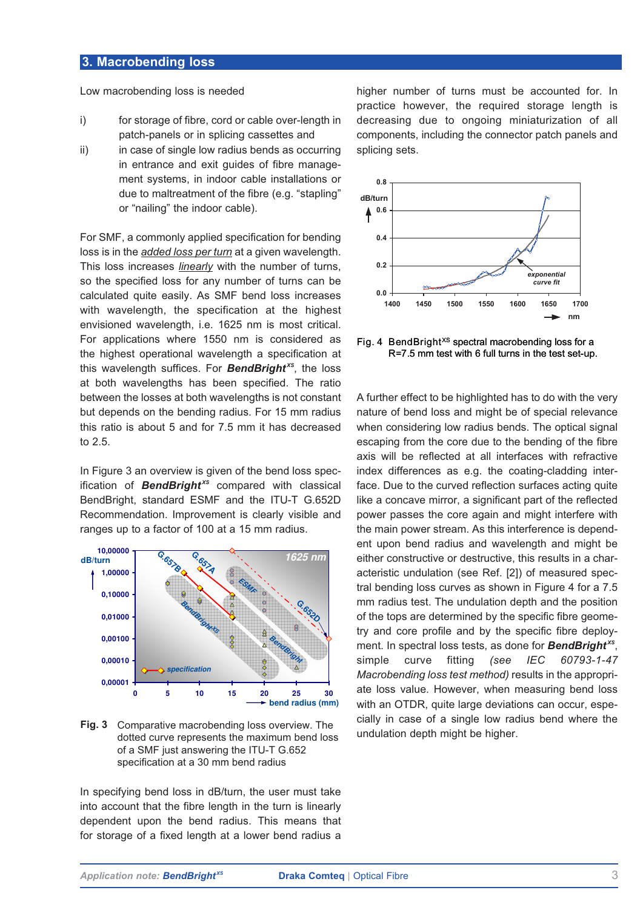## 3. Macrobending loss

Low macrobending loss is needed

i) for storage of fibre, cord or cable over-length in patch-panels or in splicing cassettes and

ii) in case of single low radius bends as occurring in entrance and exit guides of fibre management systems, in indoor cable installations or due to maltreatment of the fibre (e.g. "stapling" or "nailing" the indoor cable).

For SMF, a commonly applied specification for bending loss is in the _added loss per turn_ at a given wavelength. This loss increases _linearly_ with the number of turns, so the specified loss for any number of turns can be calculated quite easily. As SMF bend loss increases with wavelength, the specification at the highest envisioned wavelength, i.e. 1625 nm is most critical. For applications where 1550 nm is considered as the highest operational wavelength a specification at this wavelength suffices. For ***BendBright**$^{xs}$*, the loss at both wavelengths has been specified. The ratio between the losses at both wavelengths is not constant but depends on the bending radius. For 15 mm radius this ratio is about 5 and for 7.5 mm it has decreased to 2.5.

In Figure 3 an overview is given of the bend loss specification of ***BendBright**$^{xs}$* compared with classical BendBright, standard ESMF and the ITU-T G.652D Recommendation. Improvement is clearly visible and ranges up to a factor of 100 at a 15 mm radius.

**Fig. 3** Comparative macrobending loss overview. The dotted curve represents the maximum bend loss of a SMF just answering the ITU-T G.652 specification at a 30 mm bend radius

In specifying bend loss in dB/turn, the user must take into account that the fibre length in the turn is linearly dependent upon the bend radius. This means that for storage of a fixed length at a lower bend radius a higher number of turns must be accounted for. In practice however, the required storage length is decreasing due to ongoing miniaturization of all components, including the connector patch panels and splicing sets.

Fig. 4 BendBright$^{XS}$ spectral macrobending loss for a R=7.5 mm test with 6 full turns in the test set-up.

A further effect to be highlighted has to do with the very nature of bend loss and might be of special relevance when considering low radius bends. The optical signal escaping from the core due to the bending of the fibre axis will be reflected at all interfaces with refractive index differences as e.g. the coating-cladding interface. Due to the curved reflection surfaces acting quite like a concave mirror, a significant part of the reflected power passes the core again and might interfere with the main power stream. As this interference is dependent upon bend radius and wavelength and might be either constructive or destructive, this results in a characteristic undulation (see Ref. [2]) of measured spectral bending loss curves as shown in Figure 4 for a 7.5 mm radius test. The undulation depth and the position of the tops are determined by the specific fibre geometry and core profile and by the specific fibre deployment. In spectral loss tests, as done for ***BendBright**$^{xs}$*, simple curve fitting *(see IEC 60793-1-47 Macrobending loss test method)* results in the appropriate loss value. However, when measuring bend loss with an OTDR, quite large deviations can occur, especially in case of a single low radius bend where the undulation depth might be higher.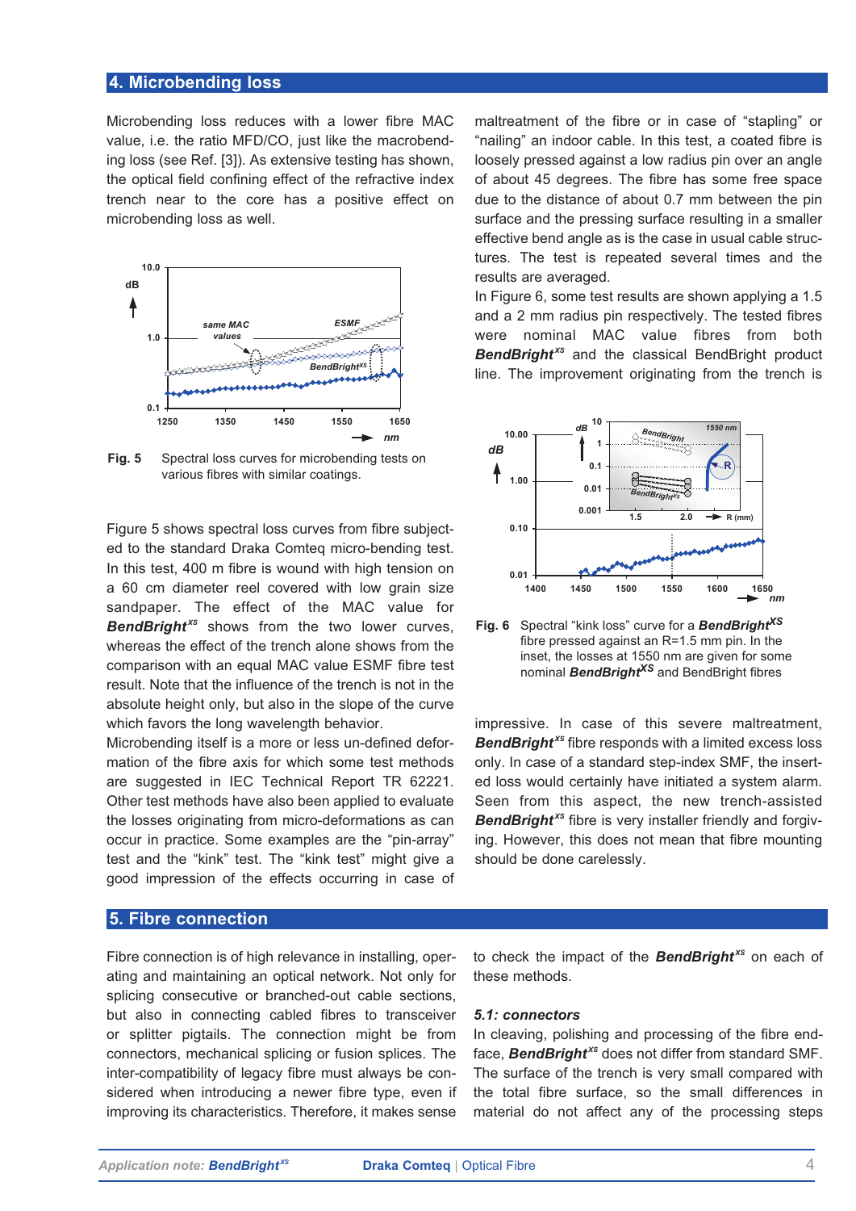## 4. Microbending loss

Microbending loss reduces with a lower fibre MAC value, i.e. the ratio MFD/CO, just like the macrobending loss (see Ref. [3]). As extensive testing has shown, the optical field confining effect of the refractive index trench near to the core has a positive effect on microbending loss as well.

**Fig. 5** Spectral loss curves for microbending tests on various fibres with similar coatings.

Figure 5 shows spectral loss curves from fibre subjected to the standard Draka Comteq micro-bending test. In this test, 400 m fibre is wound with high tension on a 60 cm diameter reel covered with low grain size sandpaper. The effect of the MAC value for ***BendBright****xs* shows from the two lower curves, whereas the effect of the trench alone shows from the comparison with an equal MAC value ESMF fibre test result. Note that the influence of the trench is not in the absolute height only, but also in the slope of the curve which favors the long wavelength behavior.

Microbending itself is a more or less un-defined deformation of the fibre axis for which some test methods are suggested in IEC Technical Report TR 62221. Other test methods have also been applied to evaluate the losses originating from micro-deformations as can occur in practice. Some examples are the "pin-array" test and the "kink" test. The "kink test" might give a good impression of the effects occurring in case of maltreatment of the fibre or in case of "stapling" or "nailing" an indoor cable. In this test, a coated fibre is loosely pressed against a low radius pin over an angle of about 45 degrees. The fibre has some free space due to the distance of about 0.7 mm between the pin surface and the pressing surface resulting in a smaller effective bend angle as is the case in usual cable structures. The test is repeated several times and the results are averaged.

In Figure 6, some test results are shown applying a 1.5 and a 2 mm radius pin respectively. The tested fibres were nominal MAC value fibres from both ***BendBright****xs* and the classical BendBright product line. The improvement originating from the trench is impressive. In case of this severe maltreatment, ***BendBright****xs* fibre responds with a limited excess loss only. In case of a standard step-index SMF, the inserted loss would certainly have initiated a system alarm. Seen from this aspect, the new trench-assisted ***BendBright****xs* fibre is very installer friendly and forgiving. However, this does not mean that fibre mounting should be done carelessly.

**Fig. 6** Spectral "kink loss" curve for a ***BendBright****XS* fibre pressed against an R=1.5 mm pin. In the inset, the losses at 1550 nm are given for some nominal ***BendBright****XS* and BendBright fibres

## 5. Fibre connection

Fibre connection is of high relevance in installing, operating and maintaining an optical network. Not only for splicing consecutive or branched-out cable sections, but also in connecting cabled fibres to transceiver or splitter pigtails. The connection might be from connectors, mechanical splicing or fusion splices. The inter-compatibility of legacy fibre must always be considered when introducing a newer fibre type, even if improving its characteristics. Therefore, it makes sense to check the impact of the ***BendBright****xs* on each of these methods.

### *5.1: connectors*

In cleaving, polishing and processing of the fibre endface, ***BendBright****xs* does not differ from standard SMF. The surface of the trench is very small compared with the total fibre surface, so the small differences in material do not affect any of the processing steps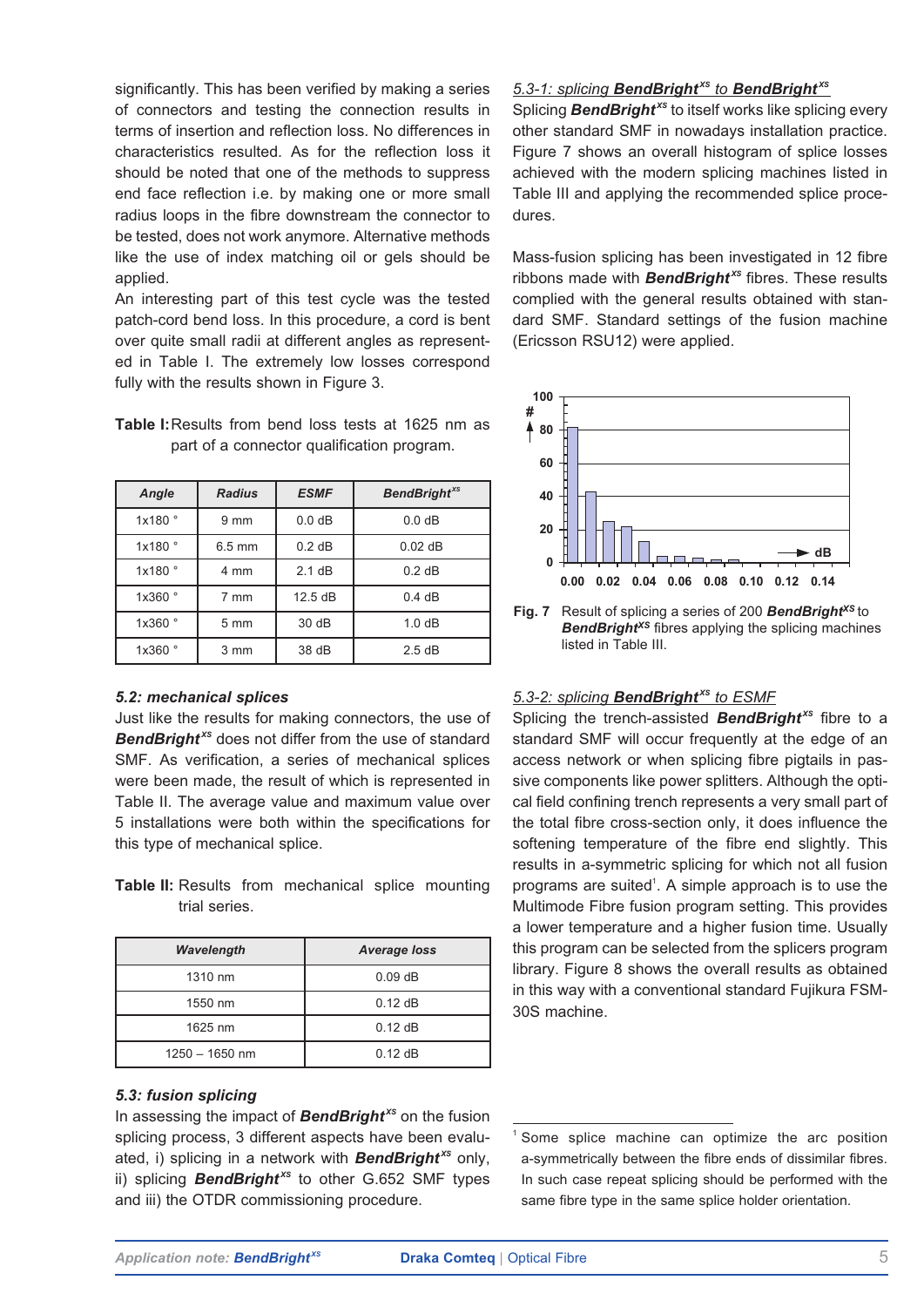significantly. This has been verified by making a series of connectors and testing the connection results in terms of insertion and reflection loss. No differences in characteristics resulted. As for the reflection loss it should be noted that one of the methods to suppress end face reflection i.e. by making one or more small radius loops in the fibre downstream the connector to be tested, does not work anymore. Alternative methods like the use of index matching oil or gels should be applied.

An interesting part of this test cycle was the tested patch-cord bend loss. In this procedure, a cord is bent over quite small radii at different angles as represented in Table I. The extremely low losses correspond fully with the results shown in Figure 3.

**Table I:** Results from bend loss tests at 1625 nm as part of a connector qualification program.

| *Angle* | *Radius* | *ESMF* | *BendBright$^{xs}$* |
|---|---|---|---|
| 1x180 ° | 9 mm | 0.0 dB | 0.0 dB |
| 1x180 ° | 6.5 mm | 0.2 dB | 0.02 dB |
| 1x180 ° | 4 mm | 2.1 dB | 0.2 dB |
| 1x360 ° | 7 mm | 12.5 dB | 0.4 dB |
| 1x360 ° | 5 mm | 30 dB | 1.0 dB |
| 1x360 ° | 3 mm | 38 dB | 2.5 dB |

### *5.2: mechanical splices*

Just like the results for making connectors, the use of ***BendBright$^{xs}$*** does not differ from the use of standard SMF. As verification, a series of mechanical splices were been made, the result of which is represented in Table II. The average value and maximum value over 5 installations were both within the specifications for this type of mechanical splice.

**Table II:** Results from mechanical splice mounting trial series.

| *Wavelength* | *Average loss* |
|---|---|
| 1310 nm | 0.09 dB |
| 1550 nm | 0.12 dB |
| 1625 nm | 0.12 dB |
| 1250 – 1650 nm | 0.12 dB |

### *5.3: fusion splicing*

In assessing the impact of ***BendBright$^{xs}$*** on the fusion splicing process, 3 different aspects have been evaluated, i) splicing in a network with ***BendBright$^{xs}$*** only, ii) splicing ***BendBright$^{xs}$*** to other G.652 SMF types and iii) the OTDR commissioning procedure.

*5.3-1: splicing **BendBright$^{xs}$** to **BendBright$^{xs}$***

Splicing ***BendBright$^{xs}$*** to itself works like splicing every other standard SMF in nowadays installation practice. Figure 7 shows an overall histogram of splice losses achieved with the modern splicing machines listed in Table III and applying the recommended splice procedures.

Mass-fusion splicing has been investigated in 12 fibre ribbons made with ***BendBright$^{xs}$*** fibres. These results complied with the general results obtained with standard SMF. Standard settings of the fusion machine (Ericsson RSU12) were applied.

**Fig. 7** Result of splicing a series of 200 ***BendBright$^{XS}$*** to ***BendBright$^{XS}$*** fibres applying the splicing machines listed in Table III.

*5.3-2: splicing **BendBright$^{xs}$** to ESMF*

Splicing the trench-assisted ***BendBright$^{xs}$*** fibre to a standard SMF will occur frequently at the edge of an access network or when splicing fibre pigtails in passive components like power splitters. Although the optical field confining trench represents a very small part of the total fibre cross-section only, it does influence the softening temperature of the fibre end slightly. This results in a-symmetric splicing for which not all fusion programs are suited[1]. A simple approach is to use the Multimode Fibre fusion program setting. This provides a lower temperature and a higher fusion time. Usually this program can be selected from the splicers program library. Figure 8 shows the overall results as obtained in this way with a conventional standard Fujikura FSM-30S machine.

[1] Some splice machine can optimize the arc position a-symmetrically between the fibre ends of dissimilar fibres. In such case repeat splicing should be performed with the same fibre type in the same splice holder orientation.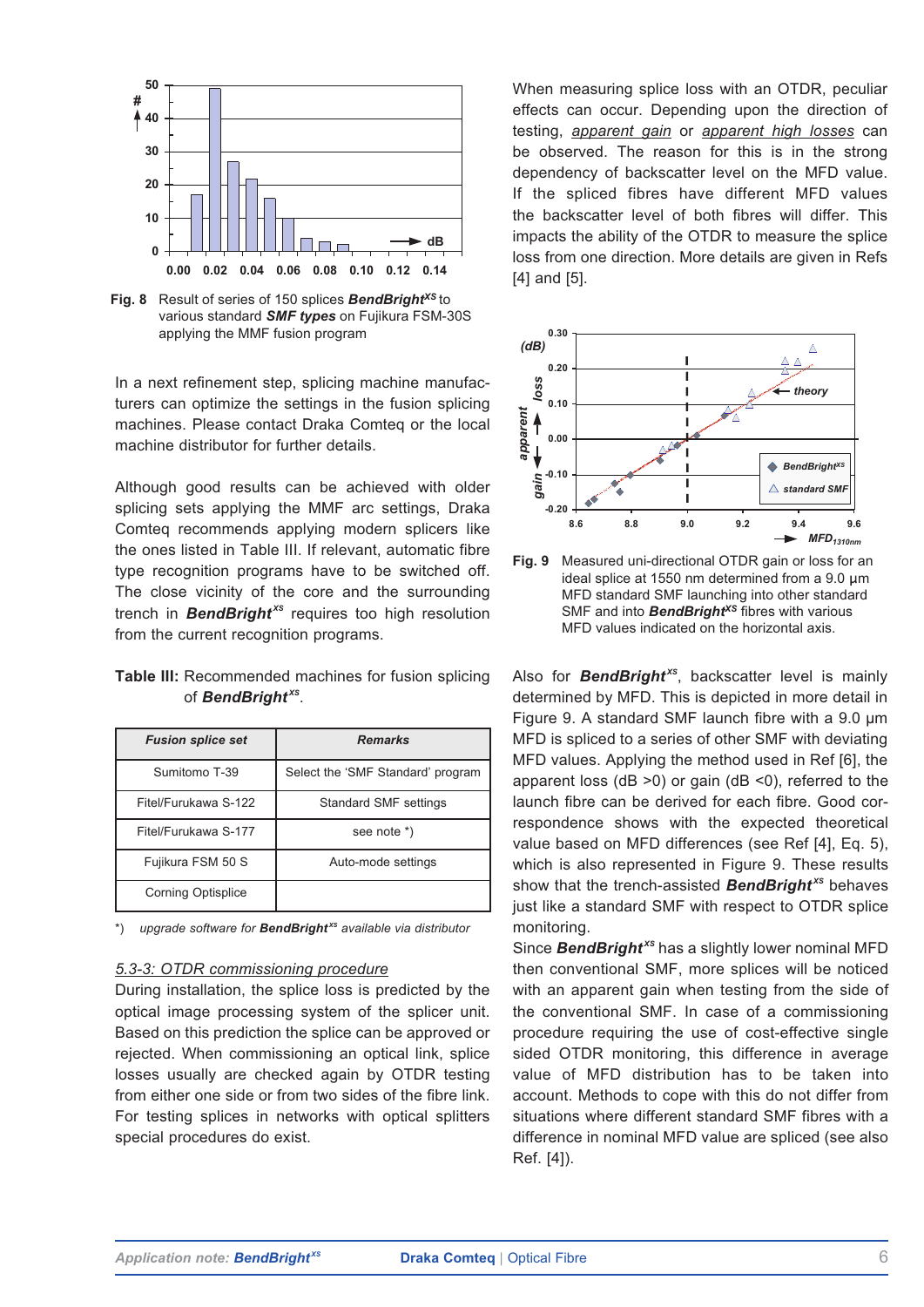**Fig. 8** Result of series of 150 splices ***BendBright***$^{XS}$ to various standard ***SMF types*** on Fujikura FSM-30S applying the MMF fusion program

In a next refinement step, splicing machine manufacturers can optimize the settings in the fusion splicing machines. Please contact Draka Comteq or the local machine distributor for further details.

Although good results can be achieved with older splicing sets applying the MMF arc settings, Draka Comteq recommends applying modern splicers like the ones listed in Table III. If relevant, automatic fibre type recognition programs have to be switched off. The close vicinity of the core and the surrounding trench in ***BendBright***$^{xs}$ requires too high resolution from the current recognition programs.

**Table III:** Recommended machines for fusion splicing of ***BendBright***$^{xs}$.

| *Fusion splice set* | *Remarks* |
|---|---|
| Sumitomo T-39 | Select the 'SMF Standard' program |
| Fitel/Furukawa S-122 | Standard SMF settings |
| Fitel/Furukawa S-177 | see note *) |
| Fujikura FSM 50 S | Auto-mode settings |
| Corning Optisplice | |

*) *upgrade software for **BendBright**$^{xs}$ available via distributor*

### *5.3-3: OTDR commissioning procedure*

During installation, the splice loss is predicted by the optical image processing system of the splicer unit. Based on this prediction the splice can be approved or rejected. When commissioning an optical link, splice losses usually are checked again by OTDR testing from either one side or from two sides of the fibre link. For testing splices in networks with optical splitters special procedures do exist.

When measuring splice loss with an OTDR, peculiar effects can occur. Depending upon the direction of testing, *apparent gain* or *apparent high losses* can be observed. The reason for this is the strong dependency of backscatter level on the MFD value. If the spliced fibres have different MFD values the backscatter level of both fibres will differ. This impacts the ability of the OTDR to measure the splice loss from one direction. More details are given in Refs [4] and [5].

**Fig. 9** Measured uni-directional OTDR gain or loss for an ideal splice at 1550 nm determined from a 9.0 µm MFD standard SMF launching into other standard SMF and into ***BendBright***$^{XS}$ fibres with various MFD values indicated on the horizontal axis.

Also for ***BendBright***$^{xs}$, backscatter level is mainly determined by MFD. This is depicted in more detail in Figure 9. A standard SMF launch fibre with a 9.0 µm MFD is spliced to a series of other SMF with deviating MFD values. Applying the method used in Ref [6], the apparent loss (dB >0) or gain (dB <0), referred to the launch fibre can be derived for each fibre. Good correspondence shows with the expected theoretical value based on MFD differences (see Ref [4], Eq. 5), which is also represented in Figure 9. These results show that the trench-assisted ***BendBright***$^{xs}$ behaves just like a standard SMF with respect to OTDR splice monitoring.

Since ***BendBright***$^{xs}$ has a slightly lower nominal MFD then conventional SMF, more splices will be noticed with an apparent gain when testing from the side of the conventional SMF. In case of a commissioning procedure requiring the use of cost-effective single sided OTDR monitoring, this difference in average value of MFD distribution has to be taken into account. Methods to cope with this do not differ from situations where different standard SMF fibres with a difference in nominal MFD value are spliced (see also Ref. [4]).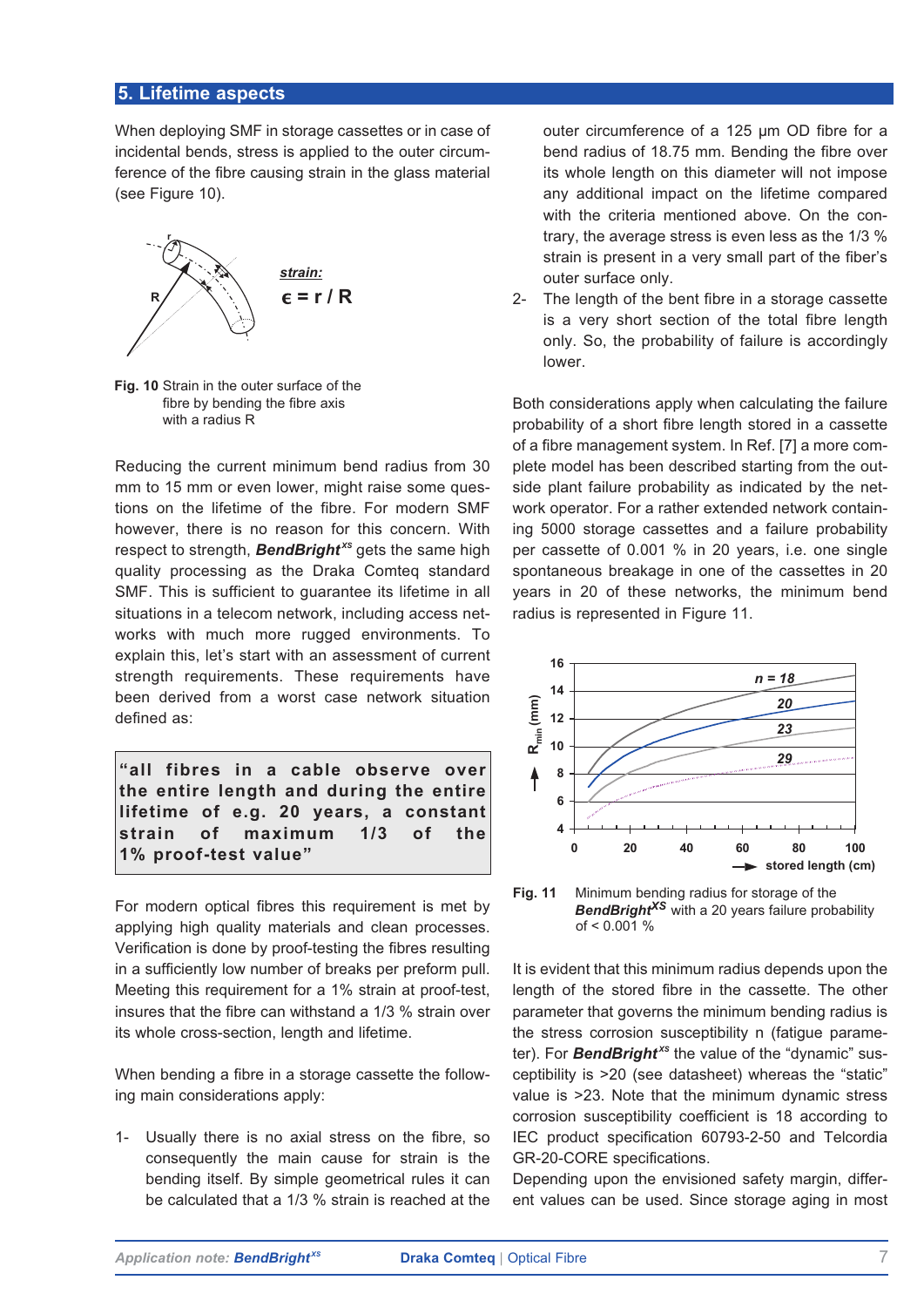## 5. Lifetime aspects

When deploying SMF in storage cassettes or in case of incidental bends, stress is applied to the outer circumference of the fibre causing strain in the glass material (see Figure 10).

**strain:**
$\epsilon = r / R$

**Fig. 10** Strain in the outer surface of the fibre by bending the fibre axis with a radius R

Reducing the current minimum bend radius from 30 mm to 15 mm or even lower, might raise some questions on the lifetime of the fibre. For modern SMF however, there is no reason for this concern. With respect to strength, ***BendBright***$^{xs}$ gets the same high quality processing as the Draka Comteq standard SMF. This is sufficient to guarantee its lifetime in all situations in a telecom network, including access networks with much more rugged environments. To explain this, let's start with an assessment of current strength requirements. These requirements have been derived from a worst case network situation defined as:

> **"all fibres in a cable observe over the entire length and during the entire lifetime of e.g. 20 years, a constant strain of maximum 1/3 of the 1% proof-test value"**

For modern optical fibres this requirement is met by applying high quality materials and clean processes. Verification is done by proof-testing the fibres resulting in a sufficiently low number of breaks per preform pull. Meeting this requirement for a 1% strain at proof-test, insures that the fibre can withstand a 1/3 % strain over its whole cross-section, length and lifetime.

When bending a fibre in a storage cassette the following main considerations apply:

1- Usually there is no axial stress on the fibre, so consequently the main cause for strain is the bending itself. By simple geometrical rules it can be calculated that a 1/3 % strain is reached at the outer circumference of a 125 μm OD fibre for a bend radius of 18.75 mm. Bending the fibre over its whole length on this diameter will not impose any additional impact on the lifetime compared with the criteria mentioned above. On the contrary, the average stress is even less as the 1/3 % strain is present in a very small part of the fiber's outer surface only.

2- The length of the bent fibre in a storage cassette is a very short section of the total fibre length only. So, the probability of failure is accordingly lower.

Both considerations apply when calculating the failure probability of a short fibre length stored in a cassette of a fibre management system. In Ref. [7] a more complete model has been described starting from the outside plant failure probability as indicated by the network operator. For a rather extended network containing 5000 storage cassettes and a failure probability per cassette of 0.001 % in 20 years, i.e. one single spontaneous breakage in one of the cassettes in 20 years in 20 of these networks, the minimum bend radius is represented in Figure 11.

**Fig. 11** Minimum bending radius for storage of the ***BendBright***$^{XS}$ with a 20 years failure probability of < 0.001 %

It is evident that this minimum radius depends upon the length of the stored fibre in the cassette. The other parameter that governs the minimum bending radius is the stress corrosion susceptibility n (fatigue parameter). For ***BendBright***$^{xs}$ the value of the "dynamic" susceptibility is >20 (see datasheet) whereas the "static" value is >23. Note that the minimum dynamic stress corrosion susceptibility coefficient is 18 according to IEC product specification 60793-2-50 and Telcordia GR-20-CORE specifications.

Depending upon the envisioned safety margin, different values can be used. Since storage aging in most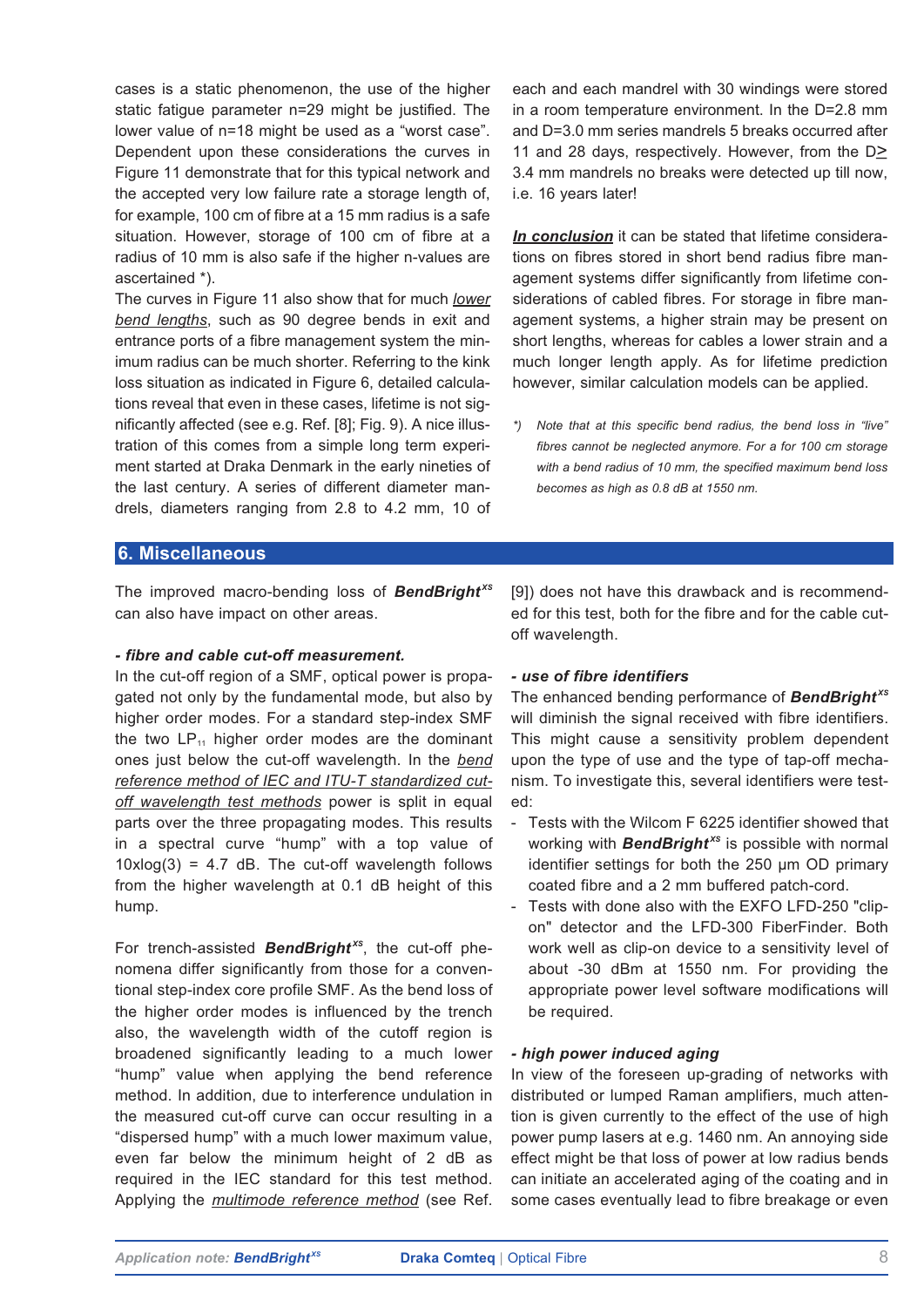cases is a static phenomenon, the use of the higher static fatigue parameter n=29 might be justified. The lower value of n=18 might be used as a "worst case". Dependent upon these considerations the curves in Figure 11 demonstrate that for this typical network and the accepted very low failure rate a storage length of, for example, 100 cm of fibre at a 15 mm radius is a safe situation. However, storage of 100 cm of fibre at a radius of 10 mm is also safe if the higher n-values are ascertained *).

The curves in Figure 11 also show that for much *lower bend lengths*, such as 90 degree bends in exit and entrance ports of a fibre management system the minimum radius can be much shorter. Referring to the kink loss situation as indicated in Figure 6, detailed calculations reveal that even in these cases, lifetime is not significantly affected (see e.g. Ref. [8]; Fig. 9). A nice illustration of this comes from a simple long term experiment started at Draka Denmark in the early nineties of the last century. A series of different diameter mandrels, diameters ranging from 2.8 to 4.2 mm, 10 of each and each mandrel with 30 windings were stored in a room temperature environment. In the D=2.8 mm and D=3.0 mm series mandrels 5 breaks occurred after 11 and 28 days, respectively. However, from the D≥ 3.4 mm mandrels no breaks were detected up till now, i.e. 16 years later!

***In conclusion*** it can be stated that lifetime considerations on fibres stored in short bend radius fibre management systems differ significantly from lifetime considerations of cabled fibres. For storage in fibre management systems, a higher strain may be present on short lengths, whereas for cables a lower strain and a much longer length apply. As for lifetime prediction however, similar calculation models can be applied.

*) *Note that at this specific bend radius, the bend loss in "live" fibres cannot be neglected anymore. For a for 100 cm storage with a bend radius of 10 mm, the specified maximum bend loss becomes as high as 0.8 dB at 1550 nm.*

## 6. Miscellaneous

The improved macro-bending loss of ***BendBright$^{xs}$*** can also have impact on other areas.

***- fibre and cable cut-off measurement.***

In the cut-off region of a SMF, optical power is propagated not only by the fundamental mode, but also by higher order modes. For a standard step-index SMF the two $LP_{11}$ higher order modes are the dominant ones just below the cut-off wavelength. In the *bend reference method of IEC and ITU-T standardized cut-off wavelength test methods* power is split in equal parts over the three propagating modes. This results in a spectral curve "hump" with a top value of 10xlog(3) = 4.7 dB. The cut-off wavelength follows from the higher wavelength at 0.1 dB height of this hump.

For trench-assisted ***BendBright$^{xs}$***, the cut-off phenomena differ significantly from those for a conventional step-index core profile SMF. As the bend loss of the higher order modes is influenced by the trench also, the wavelength width of the cutoff region is broadened significantly leading to a much lower "hump" value when applying the bend reference method. In addition, due to interference undulation in the measured cut-off curve can occur resulting in a "dispersed hump" with a much lower maximum value, even far below the minimum height of 2 dB as required in the IEC standard for this test method. Applying the *multimode reference method* (see Ref. [9]) does not have this drawback and is recommended for this test, both for the fibre and for the cable cut-off wavelength.

***- use of fibre identifiers***

The enhanced bending performance of ***BendBright$^{xs}$*** will diminish the signal received with fibre identifiers. This might cause a sensitivity problem dependent upon the type of use and the type of tap-off mechanism. To investigate this, several identifiers were tested:

- Tests with the Wilcom F 6225 identifier showed that working with ***BendBright$^{xs}$*** is possible with normal identifier settings for both the 250 µm OD primary coated fibre and a 2 mm buffered patch-cord.
- Tests with done also with the EXFO LFD-250 "clip-on" detector and the LFD-300 FiberFinder. Both work well as clip-on device to a sensitivity level of about -30 dBm at 1550 nm. For providing the appropriate power level software modifications will be required.

***- high power induced aging***

In view of the foreseen up-grading of networks with distributed or lumped Raman amplifiers, much attention is given currently to the effect of the use of high power pump lasers at e.g. 1460 nm. An annoying side effect might be that loss of power at low radius bends can initiate an accelerated aging of the coating and in some cases eventually lead to fibre breakage or even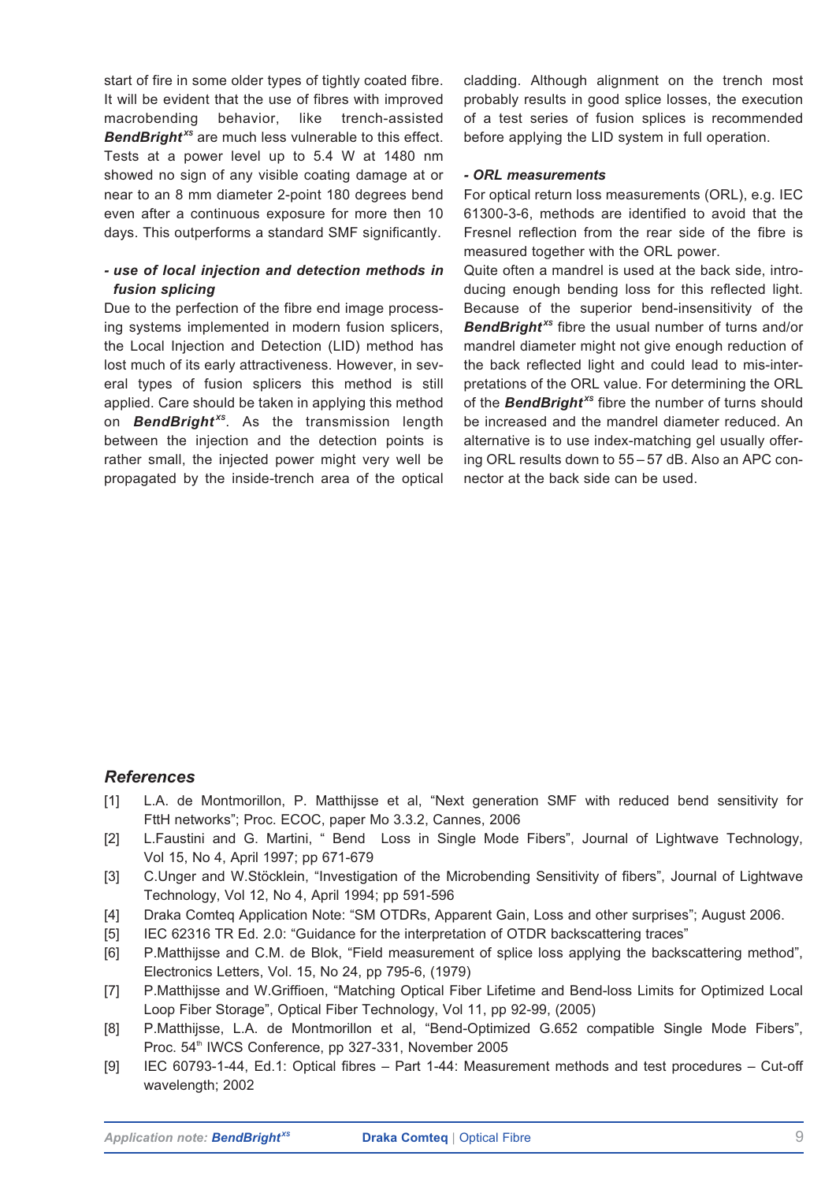start of fire in some older types of tightly coated fibre. It will be evident that the use of fibres with improved macrobending behavior, like trench-assisted ***BendBright**^xs^* are much less vulnerable to this effect. Tests at a power level up to 5.4 W at 1480 nm showed no sign of any visible coating damage at or near to an 8 mm diameter 2-point 180 degrees bend even after a continuous exposure for more then 10 days. This outperforms a standard SMF significantly.

***- use of local injection and detection methods in fusion splicing***

Due to the perfection of the fibre end image processing systems implemented in modern fusion splicers, the Local Injection and Detection (LID) method has lost much of its early attractiveness. However, in several types of fusion splicers this method is still applied. Care should be taken in applying this method on ***BendBright**^xs^*. As the transmission length between the injection and the detection points is rather small, the injected power might very well be propagated by the inside-trench area of the optical cladding. Although alignment on the trench most probably results in good splice losses, the execution of a test series of fusion splices is recommended before applying the LID system in full operation.

***- ORL measurements***

For optical return loss measurements (ORL), e.g. IEC 61300-3-6, methods are identified to avoid that the Fresnel reflection from the rear side of the fibre is measured together with the ORL power.

Quite often a mandrel is used at the back side, introducing enough bending loss for this reflected light. Because of the superior bend-insensitivity of the ***BendBright**^xs^* fibre the usual number of turns and/or mandrel diameter might not give enough reduction of the back reflected light and could lead to mis-interpretations of the ORL value. For determining the ORL of the ***BendBright**^xs^* fibre the number of turns should be increased and the mandrel diameter reduced. An alternative is to use index-matching gel usually offering ORL results down to 55 – 57 dB. Also an APC connector at the back side can be used.

## *References*

[1] L.A. de Montmorillon, P. Matthijsse et al, “Next generation SMF with reduced bend sensitivity for FttH networks”; Proc. ECOC, paper Mo 3.3.2, Cannes, 2006

[2] L.Faustini and G. Martini, “ Bend Loss in Single Mode Fibers”, Journal of Lightwave Technology, Vol 15, No 4, April 1997; pp 671-679

[3] C.Unger and W.Stöcklein, “Investigation of the Microbending Sensitivity of fibers”, Journal of Lightwave Technology, Vol 12, No 4, April 1994; pp 591-596

[4] Draka Comteq Application Note: “SM OTDRs, Apparent Gain, Loss and other surprises”; August 2006.

[5] IEC 62316 TR Ed. 2.0: “Guidance for the interpretation of OTDR backscattering traces”

[6] P.Matthijsse and C.M. de Blok, “Field measurement of splice loss applying the backscattering method”, Electronics Letters, Vol. 15, No 24, pp 795-6, (1979)

[7] P.Matthijsse and W.Griffioen, “Matching Optical Fiber Lifetime and Bend-loss Limits for Optimized Local Loop Fiber Storage”, Optical Fiber Technology, Vol 11, pp 92-99, (2005)

[8] P.Matthijsse, L.A. de Montmorillon et al, “Bend-Optimized G.652 compatible Single Mode Fibers”, Proc. 54th IWCS Conference, pp 327-331, November 2005

[9] IEC 60793-1-44, Ed.1: Optical fibres – Part 1-44: Measurement methods and test procedures – Cut-off wavelength; 2002